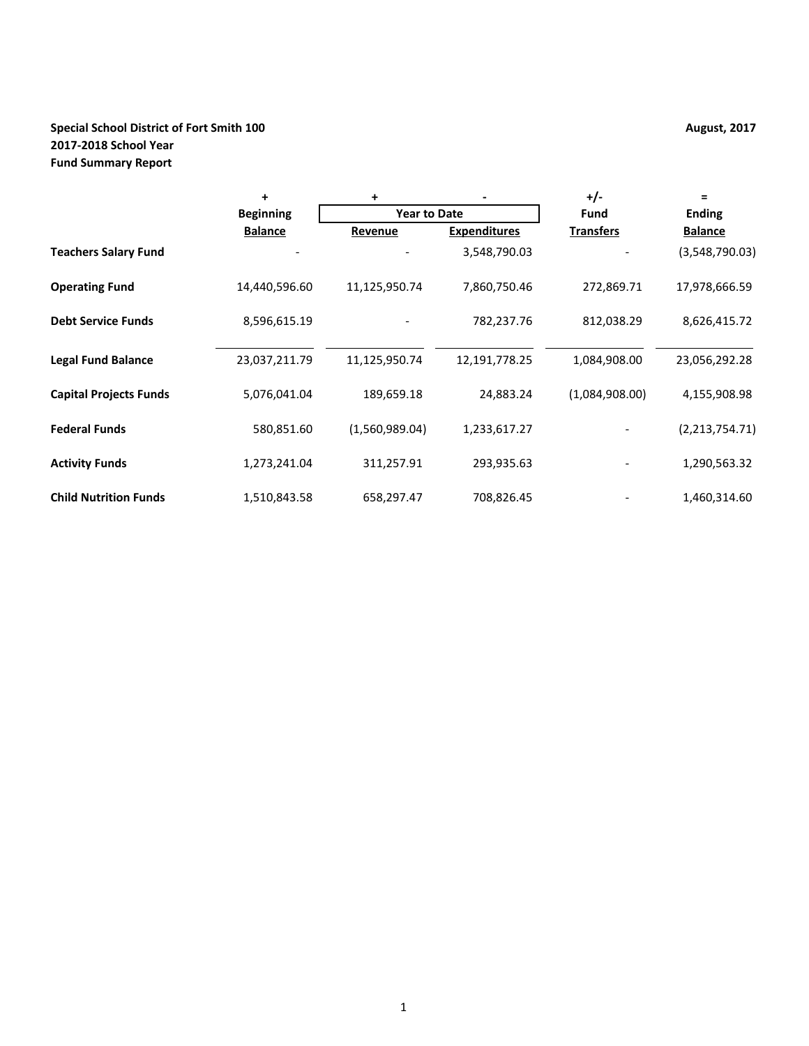**Special School District of Fort Smith 100**
**2017-2018 School Year**
**Fund Summary Report**

**August, 2017**

| | + | + | - | +/- | = |
|---|---|---|---|---|---|
| | Beginning | Year to Date | | Fund | Ending |
| | Balance | Revenue | Expenditures | Transfers | Balance |
| **Teachers Salary Fund** | - | - | 3,548,790.03 | - | (3,548,790.03) |
| **Operating Fund** | 14,440,596.60 | 11,125,950.74 | 7,860,750.46 | 272,869.71 | 17,978,666.59 |
| **Debt Service Funds** | 8,596,615.19 | - | 782,237.76 | 812,038.29 | 8,626,415.72 |
| **Legal Fund Balance** | 23,037,211.79 | 11,125,950.74 | 12,191,778.25 | 1,084,908.00 | 23,056,292.28 |
| **Capital Projects Funds** | 5,076,041.04 | 189,659.18 | 24,883.24 | (1,084,908.00) | 4,155,908.98 |
| **Federal Funds** | 580,851.60 | (1,560,989.04) | 1,233,617.27 | - | (2,213,754.71) |
| **Activity Funds** | 1,273,241.04 | 311,257.91 | 293,935.63 | - | 1,290,563.32 |
| **Child Nutrition Funds** | 1,510,843.58 | 658,297.47 | 708,826.45 | - | 1,460,314.60 |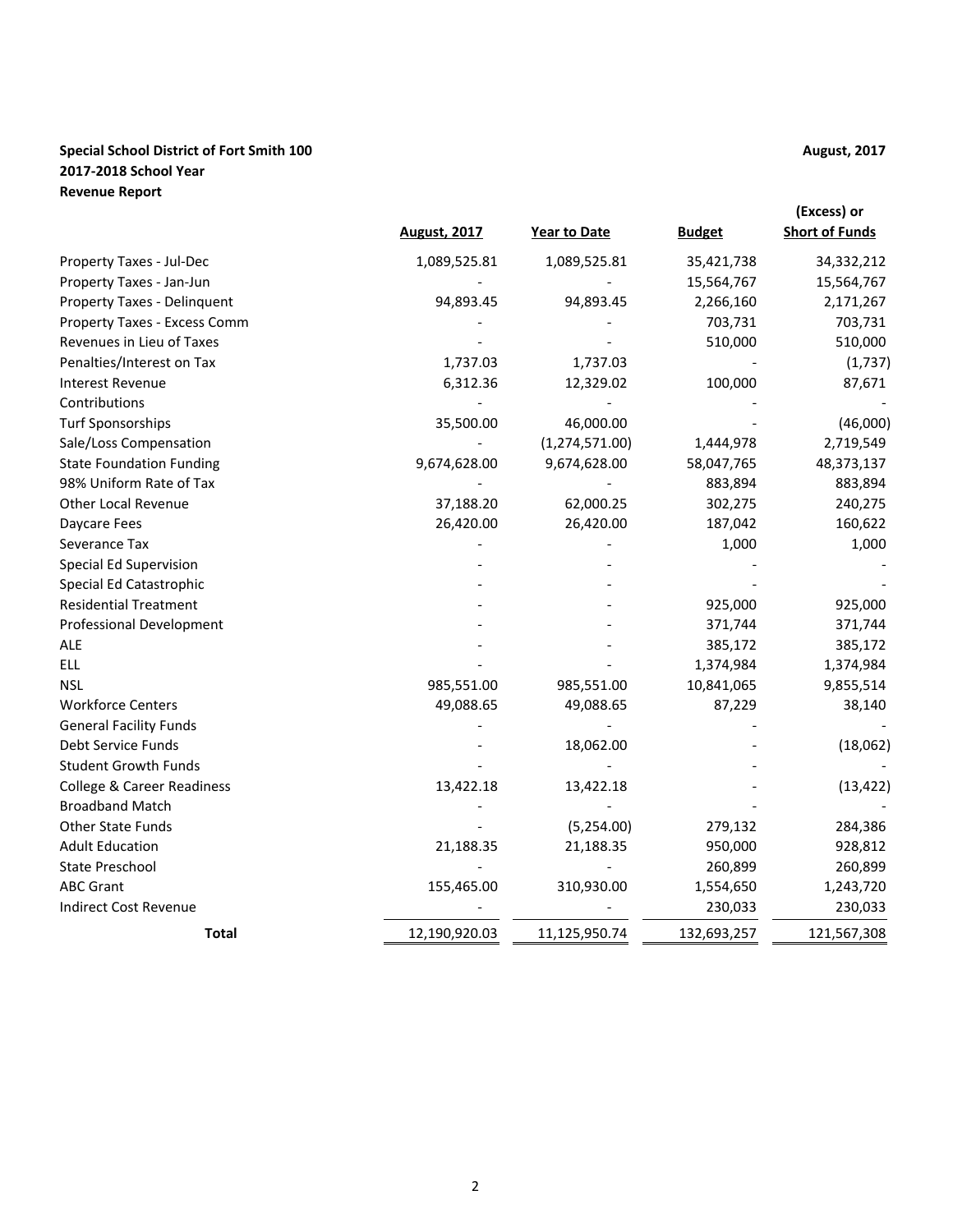**Special School District of Fort Smith 100**
**2017-2018 School Year**
**Revenue Report**

**August, 2017**

| | August, 2017 | Year to Date | Budget | (Excess) or Short of Funds |
|---|---|---|---|---|
| Property Taxes - Jul-Dec | 1,089,525.81 | 1,089,525.81 | 35,421,738 | 34,332,212 |
| Property Taxes - Jan-Jun | - | - | 15,564,767 | 15,564,767 |
| Property Taxes - Delinquent | 94,893.45 | 94,893.45 | 2,266,160 | 2,171,267 |
| Property Taxes - Excess Comm | - | - | 703,731 | 703,731 |
| Revenues in Lieu of Taxes | - | - | 510,000 | 510,000 |
| Penalties/Interest on Tax | 1,737.03 | 1,737.03 | - | (1,737) |
| Interest Revenue | 6,312.36 | 12,329.02 | 100,000 | 87,671 |
| Contributions | - | - | - | - |
| Turf Sponsorships | 35,500.00 | 46,000.00 | - | (46,000) |
| Sale/Loss Compensation | - | (1,274,571.00) | 1,444,978 | 2,719,549 |
| State Foundation Funding | 9,674,628.00 | 9,674,628.00 | 58,047,765 | 48,373,137 |
| 98% Uniform Rate of Tax | - | - | 883,894 | 883,894 |
| Other Local Revenue | 37,188.20 | 62,000.25 | 302,275 | 240,275 |
| Daycare Fees | 26,420.00 | 26,420.00 | 187,042 | 160,622 |
| Severance Tax | - | - | 1,000 | 1,000 |
| Special Ed Supervision | - | - | - | - |
| Special Ed Catastrophic | - | - | - | - |
| Residential Treatment | - | - | 925,000 | 925,000 |
| Professional Development | - | - | 371,744 | 371,744 |
| ALE | - | - | 385,172 | 385,172 |
| ELL | - | - | 1,374,984 | 1,374,984 |
| NSL | 985,551.00 | 985,551.00 | 10,841,065 | 9,855,514 |
| Workforce Centers | 49,088.65 | 49,088.65 | 87,229 | 38,140 |
| General Facility Funds | - | - | - | - |
| Debt Service Funds | - | 18,062.00 | - | (18,062) |
| Student Growth Funds | - | - | - | - |
| College & Career Readiness | 13,422.18 | 13,422.18 | - | (13,422) |
| Broadband Match | - | - | - | - |
| Other State Funds | - | (5,254.00) | 279,132 | 284,386 |
| Adult Education | 21,188.35 | 21,188.35 | 950,000 | 928,812 |
| State Preschool | - | - | 260,899 | 260,899 |
| ABC Grant | 155,465.00 | 310,930.00 | 1,554,650 | 1,243,720 |
| Indirect Cost Revenue | - | - | 230,033 | 230,033 |
| **Total** | 12,190,920.03 | 11,125,950.74 | 132,693,257 | 121,567,308 |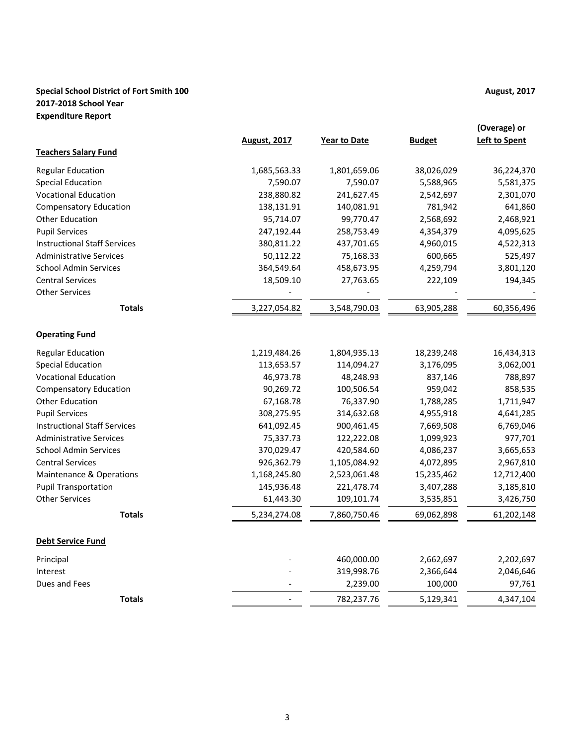**Special School District of Fort Smith 100**
**2017-2018 School Year**
**Expenditure Report**

**August, 2017**

| | August, 2017 | Year to Date | Budget | (Overage) or Left to Spent |
|---|---|---|---|---|
| **Teachers Salary Fund** | | | | |
| Regular Education | 1,685,563.33 | 1,801,659.06 | 38,026,029 | 36,224,370 |
| Special Education | 7,590.07 | 7,590.07 | 5,588,965 | 5,581,375 |
| Vocational Education | 238,880.82 | 241,627.45 | 2,542,697 | 2,301,070 |
| Compensatory Education | 138,131.91 | 140,081.91 | 781,942 | 641,860 |
| Other Education | 95,714.07 | 99,770.47 | 2,568,692 | 2,468,921 |
| Pupil Services | 247,192.44 | 258,753.49 | 4,354,379 | 4,095,625 |
| Instructional Staff Services | 380,811.22 | 437,701.65 | 4,960,015 | 4,522,313 |
| Administrative Services | 50,112.22 | 75,168.33 | 600,665 | 525,497 |
| School Admin Services | 364,549.64 | 458,673.95 | 4,259,794 | 3,801,120 |
| Central Services | 18,509.10 | 27,763.65 | 222,109 | 194,345 |
| Other Services | - | - | - | - |
| **Totals** | 3,227,054.82 | 3,548,790.03 | 63,905,288 | 60,356,496 |
| **Operating Fund** | | | | |
| Regular Education | 1,219,484.26 | 1,804,935.13 | 18,239,248 | 16,434,313 |
| Special Education | 113,653.57 | 114,094.27 | 3,176,095 | 3,062,001 |
| Vocational Education | 46,973.78 | 48,248.93 | 837,146 | 788,897 |
| Compensatory Education | 90,269.72 | 100,506.54 | 959,042 | 858,535 |
| Other Education | 67,168.78 | 76,337.90 | 1,788,285 | 1,711,947 |
| Pupil Services | 308,275.95 | 314,632.68 | 4,955,918 | 4,641,285 |
| Instructional Staff Services | 641,092.45 | 900,461.45 | 7,669,508 | 6,769,046 |
| Administrative Services | 75,337.73 | 122,222.08 | 1,099,923 | 977,701 |
| School Admin Services | 370,029.47 | 420,584.60 | 4,086,237 | 3,665,653 |
| Central Services | 926,362.79 | 1,105,084.92 | 4,072,895 | 2,967,810 |
| Maintenance & Operations | 1,168,245.80 | 2,523,061.48 | 15,235,462 | 12,712,400 |
| Pupil Transportation | 145,936.48 | 221,478.74 | 3,407,288 | 3,185,810 |
| Other Services | 61,443.30 | 109,101.74 | 3,535,851 | 3,426,750 |
| **Totals** | 5,234,274.08 | 7,860,750.46 | 69,062,898 | 61,202,148 |
| **Debt Service Fund** | | | | |
| Principal | - | 460,000.00 | 2,662,697 | 2,202,697 |
| Interest | - | 319,998.76 | 2,366,644 | 2,046,646 |
| Dues and Fees | - | 2,239.00 | 100,000 | 97,761 |
| **Totals** | - | 782,237.76 | 5,129,341 | 4,347,104 |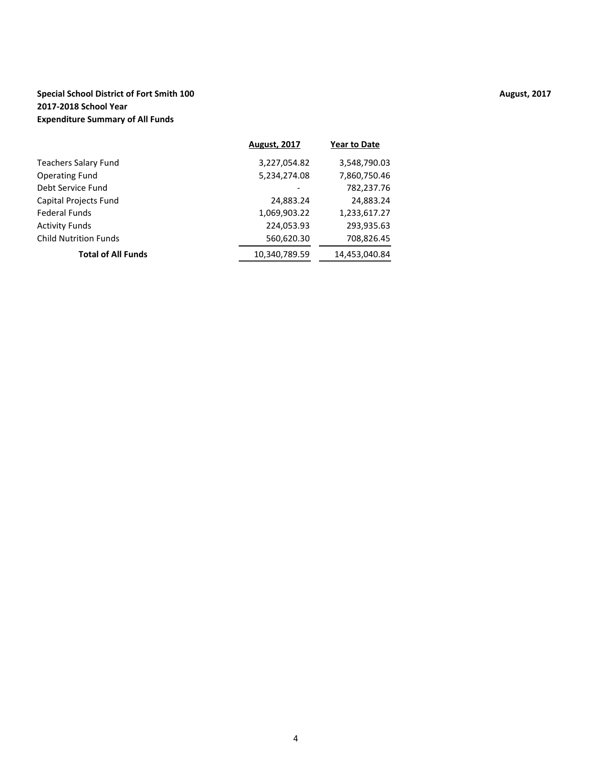**Special School District of Fort Smith 100** **August, 2017**

**2017-2018 School Year**

**Expenditure Summary of All Funds**

| | August, 2017 | Year to Date |
|---|---|---|
| Teachers Salary Fund | 3,227,054.82 | 3,548,790.03 |
| Operating Fund | 5,234,274.08 | 7,860,750.46 |
| Debt Service Fund | - | 782,237.76 |
| Capital Projects Fund | 24,883.24 | 24,883.24 |
| Federal Funds | 1,069,903.22 | 1,233,617.27 |
| Activity Funds | 224,053.93 | 293,935.63 |
| Child Nutrition Funds | 560,620.30 | 708,826.45 |
| **Total of All Funds** | 10,340,789.59 | 14,453,040.84 |